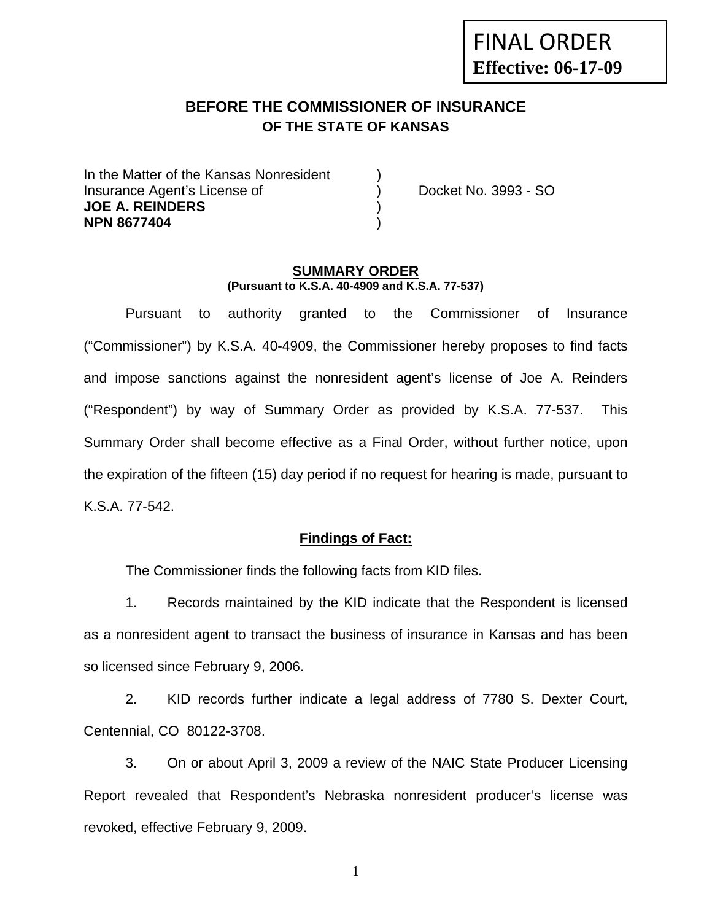FINAL ORDER
**Effective: 06-17-09**

## BEFORE THE COMMISSIONER OF INSURANCE
### OF THE STATE OF KANSAS

In the Matter of the Kansas Nonresident )
Insurance Agent's License of ) Docket No. 3993 - SO
**JOE A. REINDERS** )
**NPN 8677404** )

### SUMMARY ORDER
**(Pursuant to K.S.A. 40-4909 and K.S.A. 77-537)**

Pursuant to authority granted to the Commissioner of Insurance ("Commissioner") by K.S.A. 40-4909, the Commissioner hereby proposes to find facts and impose sanctions against the nonresident agent's license of Joe A. Reinders ("Respondent") by way of Summary Order as provided by K.S.A. 77-537. This Summary Order shall become effective as a Final Order, without further notice, upon the expiration of the fifteen (15) day period if no request for hearing is made, pursuant to K.S.A. 77-542.

### Findings of Fact:

The Commissioner finds the following facts from KID files.

1. Records maintained by the KID indicate that the Respondent is licensed as a nonresident agent to transact the business of insurance in Kansas and has been so licensed since February 9, 2006.

2. KID records further indicate a legal address of 7780 S. Dexter Court, Centennial, CO 80122-3708.

3. On or about April 3, 2009 a review of the NAIC State Producer Licensing Report revealed that Respondent's Nebraska nonresident producer's license was revoked, effective February 9, 2009.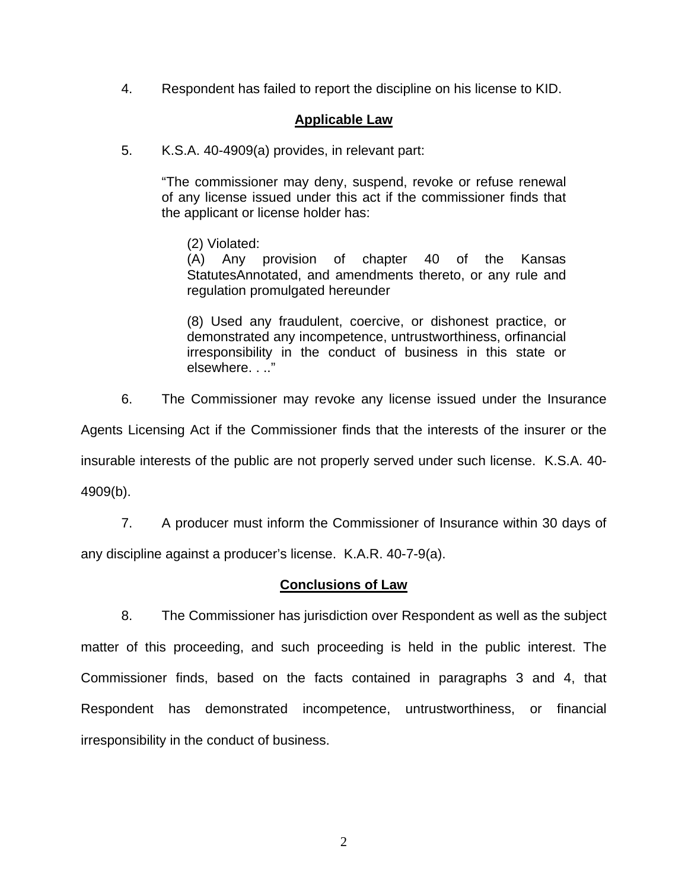4. Respondent has failed to report the discipline on his license to KID.

## Applicable Law

5. K.S.A. 40-4909(a) provides, in relevant part:

> "The commissioner may deny, suspend, revoke or refuse renewal of any license issued under this act if the commissioner finds that the applicant or license holder has:
>
> > (2) Violated:
> > (A) Any provision of chapter 40 of the Kansas StatutesAnnotated, and amendments thereto, or any rule and regulation promulgated hereunder
> >
> > (8) Used any fraudulent, coercive, or dishonest practice, or demonstrated any incompetence, untrustworthiness, orfinancial irresponsibility in the conduct of business in this state or elsewhere. . .."

6. The Commissioner may revoke any license issued under the Insurance Agents Licensing Act if the Commissioner finds that the interests of the insurer or the insurable interests of the public are not properly served under such license. K.S.A. 40-4909(b).

7. A producer must inform the Commissioner of Insurance within 30 days of any discipline against a producer's license. K.A.R. 40-7-9(a).

## Conclusions of Law

8. The Commissioner has jurisdiction over Respondent as well as the subject matter of this proceeding, and such proceeding is held in the public interest. The Commissioner finds, based on the facts contained in paragraphs 3 and 4, that Respondent has demonstrated incompetence, untrustworthiness, or financial irresponsibility in the conduct of business.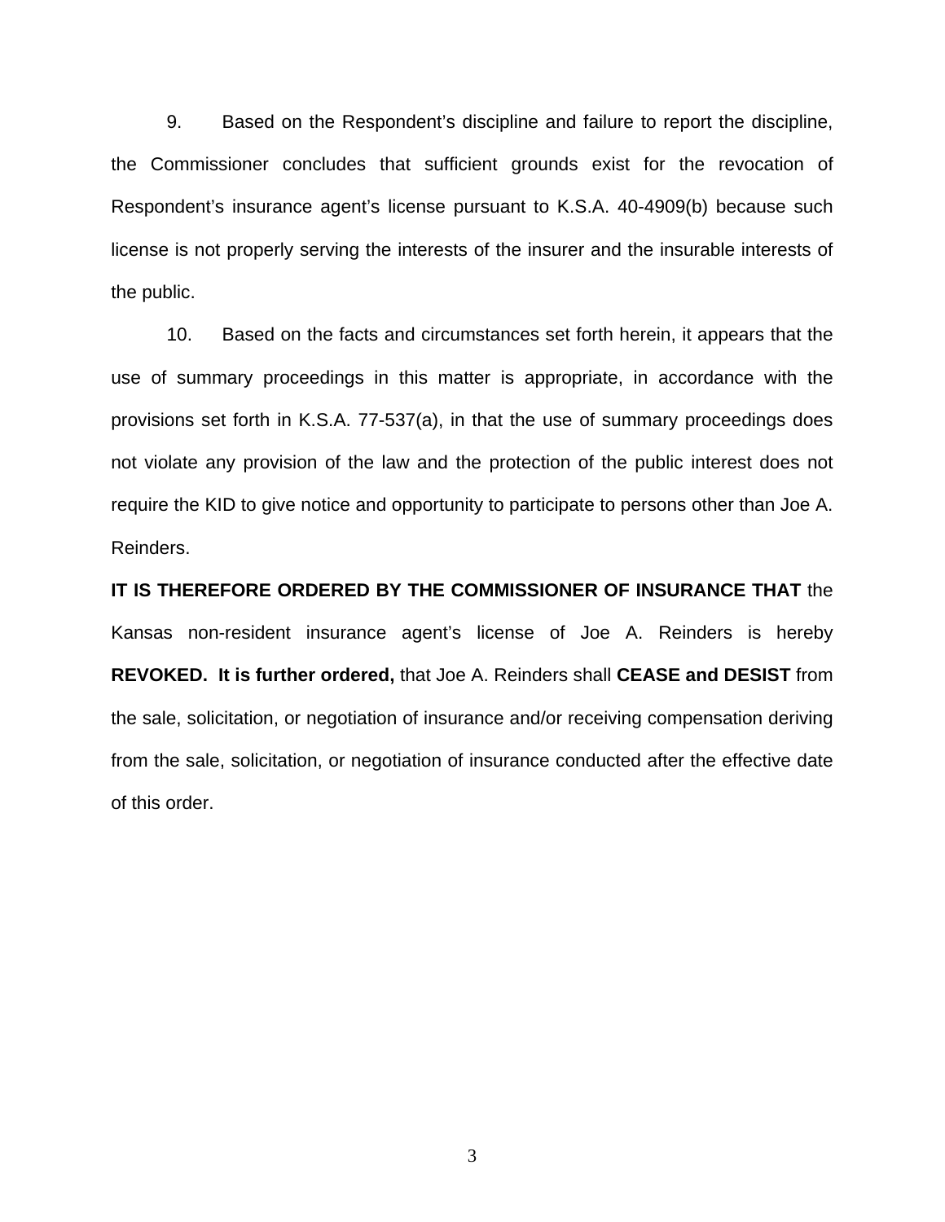9. Based on the Respondent's discipline and failure to report the discipline, the Commissioner concludes that sufficient grounds exist for the revocation of Respondent's insurance agent's license pursuant to K.S.A. 40-4909(b) because such license is not properly serving the interests of the insurer and the insurable interests of the public.

10. Based on the facts and circumstances set forth herein, it appears that the use of summary proceedings in this matter is appropriate, in accordance with the provisions set forth in K.S.A. 77-537(a), in that the use of summary proceedings does not violate any provision of the law and the protection of the public interest does not require the KID to give notice and opportunity to participate to persons other than Joe A. Reinders.

**IT IS THEREFORE ORDERED BY THE COMMISSIONER OF INSURANCE THAT** the Kansas non-resident insurance agent's license of Joe A. Reinders is hereby **REVOKED. It is further ordered,** that Joe A. Reinders shall **CEASE and DESIST** from the sale, solicitation, or negotiation of insurance and/or receiving compensation deriving from the sale, solicitation, or negotiation of insurance conducted after the effective date of this order.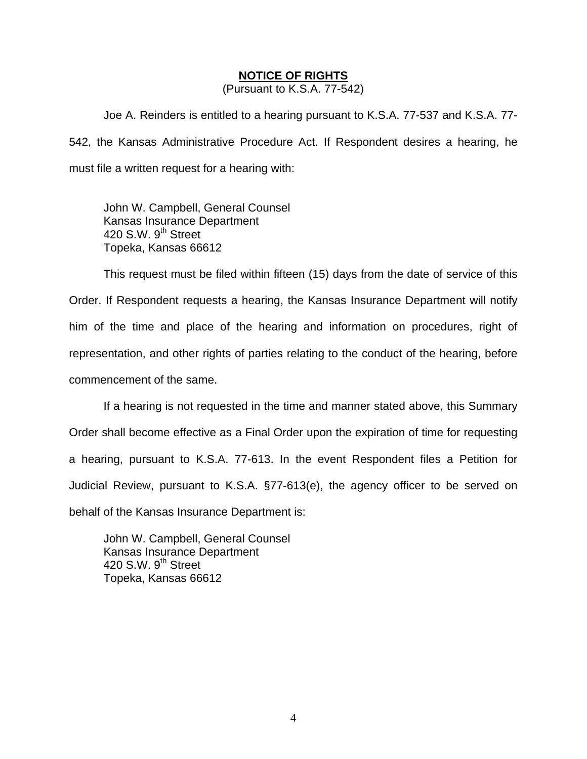**NOTICE OF RIGHTS**

(Pursuant to K.S.A. 77-542)

Joe A. Reinders is entitled to a hearing pursuant to K.S.A. 77-537 and K.S.A. 77-542, the Kansas Administrative Procedure Act. If Respondent desires a hearing, he must file a written request for a hearing with:

John W. Campbell, General Counsel
Kansas Insurance Department
420 S.W. 9th Street
Topeka, Kansas 66612

This request must be filed within fifteen (15) days from the date of service of this Order. If Respondent requests a hearing, the Kansas Insurance Department will notify him of the time and place of the hearing and information on procedures, right of representation, and other rights of parties relating to the conduct of the hearing, before commencement of the same.

If a hearing is not requested in the time and manner stated above, this Summary Order shall become effective as a Final Order upon the expiration of time for requesting a hearing, pursuant to K.S.A. 77-613. In the event Respondent files a Petition for Judicial Review, pursuant to K.S.A. §77-613(e), the agency officer to be served on behalf of the Kansas Insurance Department is:

John W. Campbell, General Counsel
Kansas Insurance Department
420 S.W. 9th Street
Topeka, Kansas 66612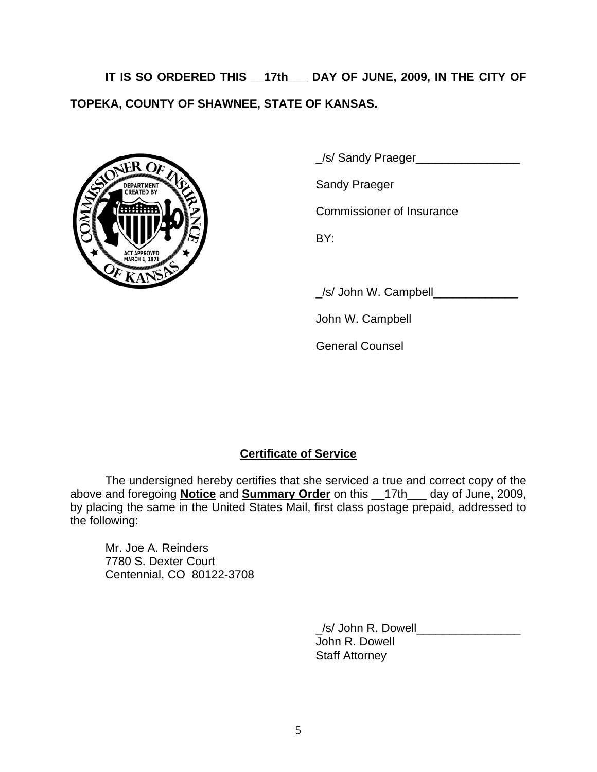**IT IS SO ORDERED THIS __17th___ DAY OF JUNE, 2009, IN THE CITY OF TOPEKA, COUNTY OF SHAWNEE, STATE OF KANSAS.**

_/s/ Sandy Praeger________________

Sandy Praeger

Commissioner of Insurance

BY:

_/s/ John W. Campbell_____________

John W. Campbell

General Counsel

## Certificate of Service

The undersigned hereby certifies that she serviced a true and correct copy of the above and foregoing **Notice** and **Summary Order** on this __17th___ day of June, 2009, by placing the same in the United States Mail, first class postage prepaid, addressed to the following:

Mr. Joe A. Reinders
7780 S. Dexter Court
Centennial, CO 80122-3708

_/s/ John R. Dowell________________
John R. Dowell
Staff Attorney